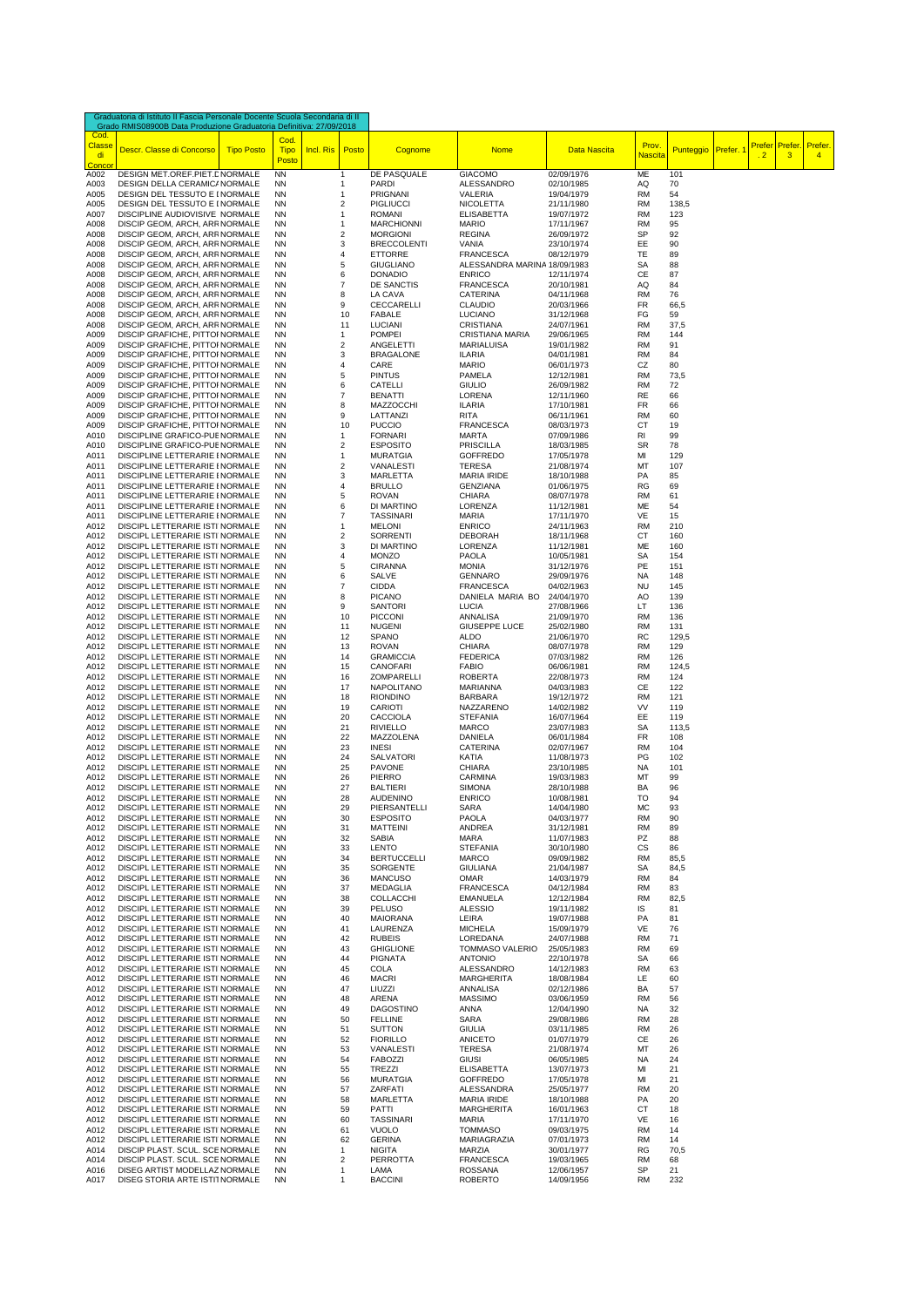Graduatoria di Istituto II Fascia Personale Docente Scuola Secondaria di II Grado RMIS08900B Data Produzione Graduatoria Definitiva: 27/09/2018

| Cod. Classe di Concor | Descr. Classe di Concorso | Tipo Posto | Cod. Tipo Posto | Incl. Ris | Posto | Cognome | Nome | Data Nascita | Prov. Nascita | Punteggio | Prefer. 1 | Prefer. 2 | Prefer. 3 | Prefer. 4 |
|---|---|---|---|---|---|---|---|---|---|---|---|---|---|---|
| A002 | DESIGN MET.OREF.PIET.D | NORMALE | NN | | 1 | DE PASQUALE | GIACOMO | 02/09/1976 | ME | 101 | | | | |
| A003 | DESIGN DELLA CERAMICA | NORMALE | NN | | 1 | PARDI | ALESSANDRO | 02/10/1985 | AQ | 70 | | | | |
| A005 | DESIGN DEL TESSUTO E I | NORMALE | NN | | 1 | PRIGNANI | VALERIA | 19/04/1979 | RM | 54 | | | | |
| A005 | DESIGN DEL TESSUTO E I | NORMALE | NN | | 2 | PIGLIUCCI | NICOLETTA | 21/11/1980 | RM | 138,5 | | | | |
| A007 | DISCIPLINE AUDIOVISIVE | NORMALE | NN | | 1 | ROMANI | ELISABETTA | 19/07/1972 | RM | 123 | | | | |
| A008 | DISCIP GEOM, ARCH, ARR | NORMALE | NN | | 1 | MARCHIONNI | MARIO | 17/11/1967 | RM | 95 | | | | |
| A008 | DISCIP GEOM, ARCH, ARR | NORMALE | NN | | 2 | MORGIONI | REGINA | 26/09/1972 | SP | 92 | | | | |
| A008 | DISCIP GEOM, ARCH, ARR | NORMALE | NN | | 3 | BRECCOLENTI | VANIA | 23/10/1974 | EE | 90 | | | | |
| A008 | DISCIP GEOM, ARCH, ARR | NORMALE | NN | | 4 | ETTORRE | FRANCESCA | 08/12/1979 | TE | 89 | | | | |
| A008 | DISCIP GEOM, ARCH, ARR | NORMALE | NN | | 5 | GIUGLIANO | ALESSANDRA MARINA | 18/09/1983 | SA | 88 | | | | |
| A008 | DISCIP GEOM, ARCH, ARR | NORMALE | NN | | 6 | DONADIO | ENRICO | 12/11/1974 | CE | 87 | | | | |
| A008 | DISCIP GEOM, ARCH, ARR | NORMALE | NN | | 7 | DE SANCTIS | FRANCESCA | 20/10/1981 | AQ | 84 | | | | |
| A008 | DISCIP GEOM, ARCH, ARR | NORMALE | NN | | 8 | LA CAVA | CATERINA | 04/11/1968 | RM | 76 | | | | |
| A008 | DISCIP GEOM, ARCH, ARR | NORMALE | NN | | 9 | CECCARELLI | CLAUDIO | 20/03/1966 | FR | 66,5 | | | | |
| A008 | DISCIP GEOM, ARCH, ARR | NORMALE | NN | | 10 | FABALE | LUCIANO | 31/12/1968 | FG | 59 | | | | |
| A008 | DISCIP GEOM, ARCH, ARR | NORMALE | NN | | 11 | LUCIANI | CRISTIANA | 24/07/1961 | RM | 37,5 | | | | |
| A009 | DISCIP GRAFICHE, PITTOI | NORMALE | NN | | 1 | POMPEI | CRISTIANA MARIA | 29/06/1965 | RM | 144 | | | | |
| A009 | DISCIP GRAFICHE, PITTOI | NORMALE | NN | | 2 | ANGELETTI | MARIALUISA | 19/01/1982 | RM | 91 | | | | |
| A009 | DISCIP GRAFICHE, PITTOI | NORMALE | NN | | 3 | BRAGALONE | ILARIA | 04/01/1981 | RM | 84 | | | | |
| A009 | DISCIP GRAFICHE, PITTOI | NORMALE | NN | | 4 | CARE | MARIO | 06/01/1973 | CZ | 80 | | | | |
| A009 | DISCIP GRAFICHE, PITTOI | NORMALE | NN | | 5 | PINTUS | PAMELA | 12/12/1981 | RM | 73,5 | | | | |
| A009 | DISCIP GRAFICHE, PITTOI | NORMALE | NN | | 6 | CATELLI | GIULIO | 26/09/1982 | RM | 72 | | | | |
| A009 | DISCIP GRAFICHE, PITTOI | NORMALE | NN | | 7 | BENATTI | LORENA | 12/11/1960 | RE | 66 | | | | |
| A009 | DISCIP GRAFICHE, PITTOI | NORMALE | NN | | 8 | MAZZOCCHI | ILARIA | 17/10/1981 | FR | 66 | | | | |
| A009 | DISCIP GRAFICHE, PITTOI | NORMALE | NN | | 9 | LATTANZI | RITA | 06/11/1961 | RM | 60 | | | | |
| A009 | DISCIP GRAFICHE, PITTOI | NORMALE | NN | | 10 | PUCCIO | FRANCESCA | 08/03/1973 | CT | 19 | | | | |
| A010 | DISCIPLINE GRAFICO-PUE | NORMALE | NN | | 1 | FORNARI | MARTA | 07/09/1986 | RI | 99 | | | | |
| A010 | DISCIPLINE GRAFICO-PUE | NORMALE | NN | | 2 | ESPOSITO | PRISCILLA | 18/03/1985 | SR | 78 | | | | |
| A011 | DISCIPLINE LETTERARIE I | NORMALE | NN | | 1 | MURATGIA | GOFFREDO | 17/05/1978 | MI | 129 | | | | |
| A011 | DISCIPLINE LETTERARIE I | NORMALE | NN | | 2 | VANALESTI | TERESA | 21/08/1974 | MT | 107 | | | | |
| A011 | DISCIPLINE LETTERARIE I | NORMALE | NN | | 3 | MARLETTA | MARIA IRIDE | 18/10/1988 | PA | 85 | | | | |
| A011 | DISCIPLINE LETTERARIE I | NORMALE | NN | | 4 | BRULLO | GENZIANA | 01/06/1975 | RG | 69 | | | | |
| A011 | DISCIPLINE LETTERARIE I | NORMALE | NN | | 5 | ROVAN | CHIARA | 08/07/1978 | RM | 61 | | | | |
| A011 | DISCIPLINE LETTERARIE I | NORMALE | NN | | 6 | DI MARTINO | LORENZA | 11/12/1981 | ME | 54 | | | | |
| A011 | DISCIPLINE LETTERARIE I | NORMALE | NN | | 7 | TASSINARI | MARIA | 17/11/1970 | VE | 15 | | | | |
| A012 | DISCIPL LETTERARIE ISTI | NORMALE | NN | | 1 | MELONI | ENRICO | 24/11/1963 | RM | 210 | | | | |
| A012 | DISCIPL LETTERARIE ISTI | NORMALE | NN | | 2 | SORRENTI | DEBORAH | 18/11/1968 | CT | 160 | | | | |
| A012 | DISCIPL LETTERARIE ISTI | NORMALE | NN | | 3 | DI MARTINO | LORENZA | 11/12/1981 | ME | 160 | | | | |
| A012 | DISCIPL LETTERARIE ISTI | NORMALE | NN | | 4 | MONZO | PAOLA | 10/05/1981 | SA | 154 | | | | |
| A012 | DISCIPL LETTERARIE ISTI | NORMALE | NN | | 5 | CIRANNA | MONIA | 31/12/1976 | PE | 151 | | | | |
| A012 | DISCIPL LETTERARIE ISTI | NORMALE | NN | | 6 | SALVE | GENNARO | 29/09/1976 | NA | 148 | | | | |
| A012 | DISCIPL LETTERARIE ISTI | NORMALE | NN | | 7 | CIDDA | FRANCESCA | 04/02/1963 | NU | 145 | | | | |
| A012 | DISCIPL LETTERARIE ISTI | NORMALE | NN | | 8 | PICANO | DANIELA MARIA BO | 24/04/1970 | AO | 139 | | | | |
| A012 | DISCIPL LETTERARIE ISTI | NORMALE | NN | | 9 | SANTORI | LUCIA | 27/08/1966 | LT | 136 | | | | |
| A012 | DISCIPL LETTERARIE ISTI | NORMALE | NN | | 10 | PICCONI | ANNALISA | 21/09/1970 | RM | 136 | | | | |
| A012 | DISCIPL LETTERARIE ISTI | NORMALE | NN | | 11 | NUGENI | GIUSEPPE LUCE | 25/02/1980 | RM | 131 | | | | |
| A012 | DISCIPL LETTERARIE ISTI | NORMALE | NN | | 12 | SPANO | ALDO | 21/06/1970 | RC | 129,5 | | | | |
| A012 | DISCIPL LETTERARIE ISTI | NORMALE | NN | | 13 | ROVAN | CHIARA | 08/07/1978 | RM | 129 | | | | |
| A012 | DISCIPL LETTERARIE ISTI | NORMALE | NN | | 14 | GRAMICCIA | FEDERICA | 07/03/1982 | RM | 126 | | | | |
| A012 | DISCIPL LETTERARIE ISTI | NORMALE | NN | | 15 | CANOFARI | FABIO | 06/06/1981 | RM | 124,5 | | | | |
| A012 | DISCIPL LETTERARIE ISTI | NORMALE | NN | | 16 | ZOMPARELLI | ROBERTA | 22/08/1973 | RM | 124 | | | | |
| A012 | DISCIPL LETTERARIE ISTI | NORMALE | NN | | 17 | NAPOLITANO | MARIANNA | 04/03/1983 | CE | 122 | | | | |
| A012 | DISCIPL LETTERARIE ISTI | NORMALE | NN | | 18 | RIONDINO | BARBARA | 19/12/1972 | RM | 121 | | | | |
| A012 | DISCIPL LETTERARIE ISTI | NORMALE | NN | | 19 | CARIOTI | NAZZARENO | 14/02/1982 | VV | 119 | | | | |
| A012 | DISCIPL LETTERARIE ISTI | NORMALE | NN | | 20 | CACCIOLA | STEFANIA | 16/07/1964 | EE | 119 | | | | |
| A012 | DISCIPL LETTERARIE ISTI | NORMALE | NN | | 21 | RIVIELLO | MARCO | 23/07/1983 | SA | 113,5 | | | | |
| A012 | DISCIPL LETTERARIE ISTI | NORMALE | NN | | 22 | MAZZOLENA | DANIELA | 06/01/1984 | FR | 108 | | | | |
| A012 | DISCIPL LETTERARIE ISTI | NORMALE | NN | | 23 | INESI | CATERINA | 02/07/1967 | RM | 104 | | | | |
| A012 | DISCIPL LETTERARIE ISTI | NORMALE | NN | | 24 | SALVATORI | KATIA | 11/08/1973 | PG | 102 | | | | |
| A012 | DISCIPL LETTERARIE ISTI | NORMALE | NN | | 25 | PAVONE | CHIARA | 23/10/1985 | NA | 101 | | | | |
| A012 | DISCIPL LETTERARIE ISTI | NORMALE | NN | | 26 | PIERRO | CARMINA | 19/03/1983 | MT | 99 | | | | |
| A012 | DISCIPL LETTERARIE ISTI | NORMALE | NN | | 27 | BALTIERI | SIMONA | 28/10/1988 | BA | 96 | | | | |
| A012 | DISCIPL LETTERARIE ISTI | NORMALE | NN | | 28 | AUDENINO | ENRICO | 10/08/1981 | TO | 94 | | | | |
| A012 | DISCIPL LETTERARIE ISTI | NORMALE | NN | | 29 | PIERSANTELLI | SARA | 14/04/1980 | MC | 93 | | | | |
| A012 | DISCIPL LETTERARIE ISTI | NORMALE | NN | | 30 | ESPOSITO | PAOLA | 04/03/1977 | RM | 90 | | | | |
| A012 | DISCIPL LETTERARIE ISTI | NORMALE | NN | | 31 | MATTEINI | ANDREA | 31/12/1981 | RM | 89 | | | | |
| A012 | DISCIPL LETTERARIE ISTI | NORMALE | NN | | 32 | SABIA | MARA | 11/07/1983 | PZ | 88 | | | | |
| A012 | DISCIPL LETTERARIE ISTI | NORMALE | NN | | 33 | LENTO | STEFANIA | 30/10/1980 | CS | 86 | | | | |
| A012 | DISCIPL LETTERARIE ISTI | NORMALE | NN | | 34 | BERTUCCELLI | MARCO | 09/09/1982 | RM | 85,5 | | | | |
| A012 | DISCIPL LETTERARIE ISTI | NORMALE | NN | | 35 | SORGENTE | GIULIANA | 21/04/1987 | SA | 84,5 | | | | |
| A012 | DISCIPL LETTERARIE ISTI | NORMALE | NN | | 36 | MANCUSO | OMAR | 14/03/1979 | RM | 84 | | | | |
| A012 | DISCIPL LETTERARIE ISTI | NORMALE | NN | | 37 | MEDAGLIA | FRANCESCA | 04/12/1984 | RM | 83 | | | | |
| A012 | DISCIPL LETTERARIE ISTI | NORMALE | NN | | 38 | COLLACCHI | EMANUELA | 12/12/1984 | RM | 82,5 | | | | |
| A012 | DISCIPL LETTERARIE ISTI | NORMALE | NN | | 39 | PELUSO | ALESSIO | 19/11/1982 | IS | 81 | | | | |
| A012 | DISCIPL LETTERARIE ISTI | NORMALE | NN | | 40 | MAIORANA | LEIRA | 19/07/1988 | PA | 81 | | | | |
| A012 | DISCIPL LETTERARIE ISTI | NORMALE | NN | | 41 | LAURENZA | MICHELA | 15/09/1979 | VE | 76 | | | | |
| A012 | DISCIPL LETTERARIE ISTI | NORMALE | NN | | 42 | RUBEIS | LOREDANA | 24/07/1988 | RM | 71 | | | | |
| A012 | DISCIPL LETTERARIE ISTI | NORMALE | NN | | 43 | GHIGLIONE | TOMMASO VALERIO | 25/05/1983 | RM | 69 | | | | |
| A012 | DISCIPL LETTERARIE ISTI | NORMALE | NN | | 44 | PIGNATA | ANTONIO | 22/10/1978 | SA | 66 | | | | |
| A012 | DISCIPL LETTERARIE ISTI | NORMALE | NN | | 45 | COLA | ALESSANDRO | 14/12/1983 | RM | 63 | | | | |
| A012 | DISCIPL LETTERARIE ISTI | NORMALE | NN | | 46 | MACRI | MARGHERITA | 18/08/1984 | LE | 60 | | | | |
| A012 | DISCIPL LETTERARIE ISTI | NORMALE | NN | | 47 | LIUZZI | ANNALISA | 02/12/1986 | BA | 57 | | | | |
| A012 | DISCIPL LETTERARIE ISTI | NORMALE | NN | | 48 | ARENA | MASSIMO | 03/06/1959 | RM | 56 | | | | |
| A012 | DISCIPL LETTERARIE ISTI | NORMALE | NN | | 49 | DAGOSTINO | ANNA | 12/04/1990 | NA | 32 | | | | |
| A012 | DISCIPL LETTERARIE ISTI | NORMALE | NN | | 50 | FELLINE | SARA | 29/08/1986 | RM | 28 | | | | |
| A012 | DISCIPL LETTERARIE ISTI | NORMALE | NN | | 51 | SUTTON | GIULIA | 03/11/1985 | RM | 26 | | | | |
| A012 | DISCIPL LETTERARIE ISTI | NORMALE | NN | | 52 | FIORILLO | ANICETO | 01/07/1979 | CE | 26 | | | | |
| A012 | DISCIPL LETTERARIE ISTI | NORMALE | NN | | 53 | VANALESTI | TERESA | 21/08/1974 | MT | 26 | | | | |
| A012 | DISCIPL LETTERARIE ISTI | NORMALE | NN | | 54 | FABOZZI | GIUSI | 06/05/1985 | NA | 24 | | | | |
| A012 | DISCIPL LETTERARIE ISTI | NORMALE | NN | | 55 | TREZZI | ELISABETTA | 13/07/1973 | MI | 21 | | | | |
| A012 | DISCIPL LETTERARIE ISTI | NORMALE | NN | | 56 | MURATGIA | GOFFREDO | 17/05/1978 | MI | 21 | | | | |
| A012 | DISCIPL LETTERARIE ISTI | NORMALE | NN | | 57 | ZARFATI | ALESSANDRA | 25/05/1977 | RM | 20 | | | | |
| A012 | DISCIPL LETTERARIE ISTI | NORMALE | NN | | 58 | MARLETTA | MARIA IRIDE | 18/10/1988 | PA | 20 | | | | |
| A012 | DISCIPL LETTERARIE ISTI | NORMALE | NN | | 59 | PATTI | MARGHERITA | 16/01/1963 | CT | 18 | | | | |
| A012 | DISCIPL LETTERARIE ISTI | NORMALE | NN | | 60 | TASSINARI | MARIA | 17/11/1970 | VE | 16 | | | | |
| A012 | DISCIPL LETTERARIE ISTI | NORMALE | NN | | 61 | VUOLO | TOMMASO | 09/03/1975 | RM | 14 | | | | |
| A012 | DISCIPL LETTERARIE ISTI | NORMALE | NN | | 62 | GERINA | MARIAGRAZIA | 07/01/1973 | RM | 14 | | | | |
| A014 | DISCIP PLAST. SCUL. SCE | NORMALE | NN | | 1 | NIGITA | MARZIA | 30/01/1977 | RG | 70,5 | | | | |
| A014 | DISCIP PLAST. SCUL. SCE | NORMALE | NN | | 2 | PERROTTA | FRANCESCA | 19/03/1965 | RM | 68 | | | | |
| A016 | DISEG ARTIST MODELLAZ | NORMALE | NN | | 1 | LAMA | ROSSANA | 12/06/1957 | SP | 21 | | | | |
| A017 | DISEG STORIA ARTE ISTIT | NORMALE | NN | | 1 | BACCINI | ROBERTO | 14/09/1956 | RM | 232 | | | | |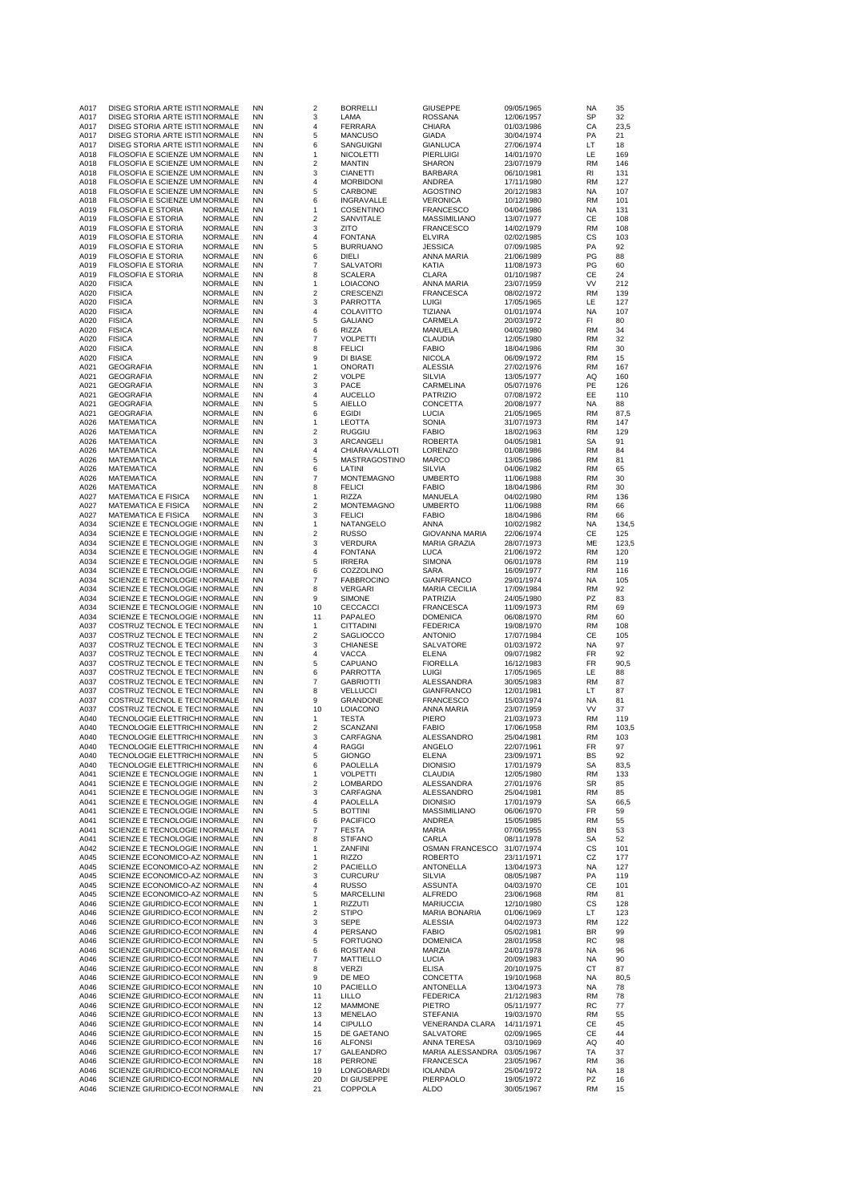| | | | | | | | | | |
|---|---|---|---|---|---|---|---|---|---|
| A017 | DISEG STORIA ARTE ISTITI NORMALE | | NN | 2 | BORRELLI | GIUSEPPE | 09/05/1965 | NA | 35 |
| A017 | DISEG STORIA ARTE ISTITI NORMALE | | NN | 3 | LAMA | ROSSANA | 12/06/1957 | SP | 32 |
| A017 | DISEG STORIA ARTE ISTITI NORMALE | | NN | 4 | FERRARA | CHIARA | 01/03/1986 | CA | 23,5 |
| A017 | DISEG STORIA ARTE ISTITI NORMALE | | NN | 5 | MANCUSO | GIADA | 30/04/1974 | PA | 21 |
| A017 | DISEG STORIA ARTE ISTITI NORMALE | | NN | 6 | SANGUIGNI | GIANLUCA | 27/06/1974 | LT | 18 |
| A018 | FILOSOFIA E SCIENZE UM NORMALE | | NN | 1 | NICOLETTI | PIERLUIGI | 14/01/1970 | LE | 169 |
| A018 | FILOSOFIA E SCIENZE UM NORMALE | | NN | 2 | MANTIN | SHARON | 23/07/1979 | RM | 146 |
| A018 | FILOSOFIA E SCIENZE UM NORMALE | | NN | 3 | CIANETTI | BARBARA | 06/10/1981 | RI | 131 |
| A018 | FILOSOFIA E SCIENZE UM NORMALE | | NN | 4 | MORBIDONI | ANDREA | 17/11/1980 | RM | 127 |
| A018 | FILOSOFIA E SCIENZE UM NORMALE | | NN | 5 | CARBONE | AGOSTINO | 20/12/1983 | NA | 107 |
| A018 | FILOSOFIA E SCIENZE UM NORMALE | | NN | 6 | INGRAVALLE | VERONICA | 10/12/1980 | RM | 101 |
| A019 | FILOSOFIA E STORIA | NORMALE | NN | 1 | COSENTINO | FRANCESCO | 04/04/1986 | NA | 131 |
| A019 | FILOSOFIA E STORIA | NORMALE | NN | 2 | SANVITALE | MASSIMILIANO | 13/07/1977 | CE | 108 |
| A019 | FILOSOFIA E STORIA | NORMALE | NN | 3 | ZITO | FRANCESCO | 14/02/1979 | RM | 108 |
| A019 | FILOSOFIA E STORIA | NORMALE | NN | 4 | FONTANA | ELVIRA | 02/02/1985 | CS | 103 |
| A019 | FILOSOFIA E STORIA | NORMALE | NN | 5 | BURRUANO | JESSICA | 07/09/1985 | PA | 92 |
| A019 | FILOSOFIA E STORIA | NORMALE | NN | 6 | DIELI | ANNA MARIA | 21/06/1989 | PG | 88 |
| A019 | FILOSOFIA E STORIA | NORMALE | NN | 7 | SALVATORI | KATIA | 11/08/1973 | PG | 60 |
| A019 | FILOSOFIA E STORIA | NORMALE | NN | 8 | SCALERA | CLARA | 01/10/1987 | CE | 24 |
| A020 | FISICA | NORMALE | NN | 1 | LOIACONO | ANNA MARIA | 23/07/1959 | VV | 212 |
| A020 | FISICA | NORMALE | NN | 2 | CRESCENZI | FRANCESCA | 08/02/1972 | RM | 139 |
| A020 | FISICA | NORMALE | NN | 3 | PARROTTA | LUIGI | 17/05/1965 | LE | 127 |
| A020 | FISICA | NORMALE | NN | 4 | COLAVITTO | TIZIANA | 01/01/1974 | NA | 107 |
| A020 | FISICA | NORMALE | NN | 5 | GALIANO | CARMELA | 20/03/1972 | FI | 80 |
| A020 | FISICA | NORMALE | NN | 6 | RIZZA | MANUELA | 04/02/1980 | RM | 34 |
| A020 | FISICA | NORMALE | NN | 7 | VOLPETTI | CLAUDIA | 12/05/1980 | RM | 32 |
| A020 | FISICA | NORMALE | NN | 8 | FELICI | FABIO | 18/04/1986 | RM | 30 |
| A020 | FISICA | NORMALE | NN | 9 | DI BIASE | NICOLA | 06/09/1972 | RM | 15 |
| A021 | GEOGRAFIA | NORMALE | NN | 1 | ONORATI | ALESSIA | 27/02/1976 | RM | 167 |
| A021 | GEOGRAFIA | NORMALE | NN | 2 | VOLPE | SILVIA | 13/05/1977 | AQ | 160 |
| A021 | GEOGRAFIA | NORMALE | NN | 3 | PACE | CARMELINA | 05/07/1976 | PE | 126 |
| A021 | GEOGRAFIA | NORMALE | NN | 4 | AUCELLO | PATRIZIO | 07/08/1972 | EE | 110 |
| A021 | GEOGRAFIA | NORMALE | NN | 5 | AIELLO | CONCETTA | 20/08/1977 | NA | 88 |
| A021 | GEOGRAFIA | NORMALE | NN | 6 | EGIDI | LUCIA | 21/05/1965 | RM | 87,5 |
| A026 | MATEMATICA | NORMALE | NN | 1 | LEOTTA | SONIA | 31/07/1973 | RM | 147 |
| A026 | MATEMATICA | NORMALE | NN | 2 | RUGGIU | FABIO | 18/02/1963 | RM | 129 |
| A026 | MATEMATICA | NORMALE | NN | 3 | ARCANGELI | ROBERTA | 04/05/1981 | SA | 91 |
| A026 | MATEMATICA | NORMALE | NN | 4 | CHIARAVALLOTI | LORENZO | 01/08/1986 | RM | 84 |
| A026 | MATEMATICA | NORMALE | NN | 5 | MASTRAGOSTINO | MARCO | 13/05/1986 | RM | 81 |
| A026 | MATEMATICA | NORMALE | NN | 6 | LATINI | SILVIA | 04/06/1982 | RM | 65 |
| A026 | MATEMATICA | NORMALE | NN | 7 | MONTEMAGNO | UMBERTO | 11/06/1988 | RM | 30 |
| A026 | MATEMATICA | NORMALE | NN | 8 | FELICI | FABIO | 18/04/1986 | RM | 30 |
| A027 | MATEMATICA E FISICA | NORMALE | NN | 1 | RIZZA | MANUELA | 04/02/1980 | RM | 136 |
| A027 | MATEMATICA E FISICA | NORMALE | NN | 2 | MONTEMAGNO | UMBERTO | 11/06/1988 | RM | 66 |
| A027 | MATEMATICA E FISICA | NORMALE | NN | 3 | FELICI | FABIO | 18/04/1986 | RM | 66 |
| A034 | SCIENZE E TECNOLOGIE NORMALE | | NN | 1 | NATANGELO | ANNA | 10/02/1982 | NA | 134,5 |
| A034 | SCIENZE E TECNOLOGIE NORMALE | | NN | 2 | RUSSO | GIOVANNA MARIA | 22/06/1974 | CE | 125 |
| A034 | SCIENZE E TECNOLOGIE NORMALE | | NN | 3 | VERDURA | MARIA GRAZIA | 28/07/1973 | ME | 123,5 |
| A034 | SCIENZE E TECNOLOGIE NORMALE | | NN | 4 | FONTANA | LUCA | 21/06/1972 | RM | 120 |
| A034 | SCIENZE E TECNOLOGIE NORMALE | | NN | 5 | IRRERA | SIMONA | 06/01/1978 | RM | 119 |
| A034 | SCIENZE E TECNOLOGIE NORMALE | | NN | 6 | COZZOLINO | SARA | 16/09/1977 | RM | 116 |
| A034 | SCIENZE E TECNOLOGIE NORMALE | | NN | 7 | FABBROCINO | GIANFRANCO | 29/01/1974 | NA | 105 |
| A034 | SCIENZE E TECNOLOGIE NORMALE | | NN | 8 | VERGARI | MARIA CECILIA | 17/09/1984 | RM | 92 |
| A034 | SCIENZE E TECNOLOGIE NORMALE | | NN | 9 | SIMONE | PATRIZIA | 24/05/1980 | PZ | 83 |
| A034 | SCIENZE E TECNOLOGIE NORMALE | | NN | 10 | CECCACCI | FRANCESCA | 11/09/1973 | RM | 69 |
| A034 | SCIENZE E TECNOLOGIE NORMALE | | NN | 11 | PAPALEO | DOMENICA | 06/08/1970 | RM | 60 |
| A037 | COSTRUZ TECNOL E TECI NORMALE | | NN | 1 | CITTADINI | FEDERICA | 19/08/1970 | RM | 108 |
| A037 | COSTRUZ TECNOL E TECI NORMALE | | NN | 2 | SAGLIOCCO | ANTONIO | 17/07/1984 | CE | 105 |
| A037 | COSTRUZ TECNOL E TECI NORMALE | | NN | 3 | CHIANESE | SALVATORE | 01/03/1972 | NA | 97 |
| A037 | COSTRUZ TECNOL E TECI NORMALE | | NN | 4 | VACCA | ELENA | 09/07/1982 | FR | 92 |
| A037 | COSTRUZ TECNOL E TECI NORMALE | | NN | 5 | CAPUANO | FIORELLA | 16/12/1983 | FR | 90,5 |
| A037 | COSTRUZ TECNOL E TECI NORMALE | | NN | 6 | PARROTTA | LUIGI | 17/05/1965 | LE | 88 |
| A037 | COSTRUZ TECNOL E TECI NORMALE | | NN | 7 | GABRIOTTI | ALESSANDRA | 30/05/1983 | RM | 87 |
| A037 | COSTRUZ TECNOL E TECI NORMALE | | NN | 8 | VELLUCCI | GIANFRANCO | 12/01/1981 | LT | 87 |
| A037 | COSTRUZ TECNOL E TECI NORMALE | | NN | 9 | GRANDONE | FRANCESCO | 15/03/1974 | NA | 81 |
| A037 | COSTRUZ TECNOL E TECI NORMALE | | NN | 10 | LOIACONO | ANNA MARIA | 23/07/1959 | VV | 37 |
| A040 | TECNOLOGIE ELETTRICHI NORMALE | | NN | 1 | TESTA | PIERO | 21/03/1973 | RM | 119 |
| A040 | TECNOLOGIE ELETTRICHI NORMALE | | NN | 2 | SCANZANI | FABIO | 17/06/1958 | RM | 103,5 |
| A040 | TECNOLOGIE ELETTRICHI NORMALE | | NN | 3 | CARFAGNA | ALESSANDRO | 25/04/1981 | RM | 103 |
| A040 | TECNOLOGIE ELETTRICHI NORMALE | | NN | 4 | RAGGI | ANGELO | 22/07/1961 | FR | 97 |
| A040 | TECNOLOGIE ELETTRICHI NORMALE | | NN | 5 | GIONGO | ELENA | 23/09/1971 | BS | 92 |
| A040 | TECNOLOGIE ELETTRICHI NORMALE | | NN | 6 | PAOLELLA | DIONISIO | 17/01/1979 | SA | 83,5 |
| A041 | SCIENZE E TECNOLOGIE I NORMALE | | NN | 1 | VOLPETTI | CLAUDIA | 12/05/1980 | RM | 133 |
| A041 | SCIENZE E TECNOLOGIE I NORMALE | | NN | 2 | LOMBARDO | ALESSANDRA | 27/01/1976 | SR | 85 |
| A041 | SCIENZE E TECNOLOGIE I NORMALE | | NN | 3 | CARFAGNA | ALESSANDRO | 25/04/1981 | RM | 85 |
| A041 | SCIENZE E TECNOLOGIE I NORMALE | | NN | 4 | PAOLELLA | DIONISIO | 17/01/1979 | SA | 66,5 |
| A041 | SCIENZE E TECNOLOGIE I NORMALE | | NN | 5 | BOTTINI | MASSIMILIANO | 06/06/1970 | FR | 59 |
| A041 | SCIENZE E TECNOLOGIE I NORMALE | | NN | 6 | PACIFICO | ANDREA | 15/05/1985 | RM | 55 |
| A041 | SCIENZE E TECNOLOGIE I NORMALE | | NN | 7 | FESTA | MARIA | 07/06/1955 | BN | 53 |
| A041 | SCIENZE E TECNOLOGIE I NORMALE | | NN | 8 | STIFANO | CARLA | 08/11/1978 | SA | 52 |
| A042 | SCIENZE E TECNOLOGIE I NORMALE | | NN | 1 | ZANFINI | OSMAN FRANCESCO | 31/07/1974 | CS | 101 |
| A045 | SCIENZE ECONOMICO-AZ NORMALE | | NN | 1 | RIZZO | ROBERTO | 23/11/1971 | CZ | 177 |
| A045 | SCIENZE ECONOMICO-AZ NORMALE | | NN | 2 | PACIELLO | ANTONELLA | 13/04/1973 | NA | 127 |
| A045 | SCIENZE ECONOMICO-AZ NORMALE | | NN | 3 | CURCURU' | SILVIA | 08/05/1987 | PA | 119 |
| A045 | SCIENZE ECONOMICO-AZ NORMALE | | NN | 4 | RUSSO | ASSUNTA | 04/03/1970 | CE | 101 |
| A045 | SCIENZE ECONOMICO-AZ NORMALE | | NN | 5 | MARCELLINI | ALFREDO | 23/06/1968 | RM | 81 |
| A046 | SCIENZE GIURIDICO-ECOI NORMALE | | NN | 1 | RIZZUTI | MARIUCCIA | 12/10/1980 | CS | 128 |
| A046 | SCIENZE GIURIDICO-ECOI NORMALE | | NN | 2 | STIPO | MARIA BONARIA | 01/06/1969 | LT | 123 |
| A046 | SCIENZE GIURIDICO-ECOI NORMALE | | NN | 3 | SEPE | ALESSIA | 04/02/1973 | RM | 122 |
| A046 | SCIENZE GIURIDICO-ECOI NORMALE | | NN | 4 | PERSANO | FABIO | 05/02/1981 | BR | 99 |
| A046 | SCIENZE GIURIDICO-ECOI NORMALE | | NN | 5 | FORTUGNO | DOMENICA | 28/01/1958 | RC | 98 |
| A046 | SCIENZE GIURIDICO-ECOI NORMALE | | NN | 6 | ROSITANI | MARZIA | 24/01/1978 | NA | 96 |
| A046 | SCIENZE GIURIDICO-ECOI NORMALE | | NN | 7 | MATTIELLO | LUCIA | 20/09/1983 | NA | 90 |
| A046 | SCIENZE GIURIDICO-ECOI NORMALE | | NN | 8 | VERZI | ELISA | 20/10/1975 | CT | 87 |
| A046 | SCIENZE GIURIDICO-ECOI NORMALE | | NN | 9 | DE MEO | CONCETTA | 19/10/1968 | NA | 80,5 |
| A046 | SCIENZE GIURIDICO-ECOI NORMALE | | NN | 10 | PACIELLO | ANTONELLA | 13/04/1973 | NA | 78 |
| A046 | SCIENZE GIURIDICO-ECOI NORMALE | | NN | 11 | LILLO | FEDERICA | 21/12/1983 | RM | 78 |
| A046 | SCIENZE GIURIDICO-ECOI NORMALE | | NN | 12 | MAMMONE | PIETRO | 05/11/1977 | RC | 77 |
| A046 | SCIENZE GIURIDICO-ECOI NORMALE | | NN | 13 | MENELAO | STEFANIA | 19/03/1970 | RM | 55 |
| A046 | SCIENZE GIURIDICO-ECOI NORMALE | | NN | 14 | CIPULLO | VENERANDA CLARA | 14/11/1971 | CE | 45 |
| A046 | SCIENZE GIURIDICO-ECOI NORMALE | | NN | 15 | DE GAETANO | SALVATORE | 02/09/1965 | CE | 44 |
| A046 | SCIENZE GIURIDICO-ECOI NORMALE | | NN | 16 | ALFONSI | ANNA TERESA | 03/10/1969 | AQ | 40 |
| A046 | SCIENZE GIURIDICO-ECOI NORMALE | | NN | 17 | GALEANDRO | MARIA ALESSANDRA | 03/05/1967 | TA | 37 |
| A046 | SCIENZE GIURIDICO-ECOI NORMALE | | NN | 18 | PERRONE | FRANCESCA | 23/05/1967 | RM | 36 |
| A046 | SCIENZE GIURIDICO-ECOI NORMALE | | NN | 19 | LONGOBARDI | IOLANDA | 25/04/1972 | NA | 18 |
| A046 | SCIENZE GIURIDICO-ECOI NORMALE | | NN | 20 | DI GIUSEPPE | PIERPAOLO | 19/05/1972 | PZ | 16 |
| A046 | SCIENZE GIURIDICO-ECOI NORMALE | | NN | 21 | COPPOLA | ALDO | 30/05/1967 | RM | 15 |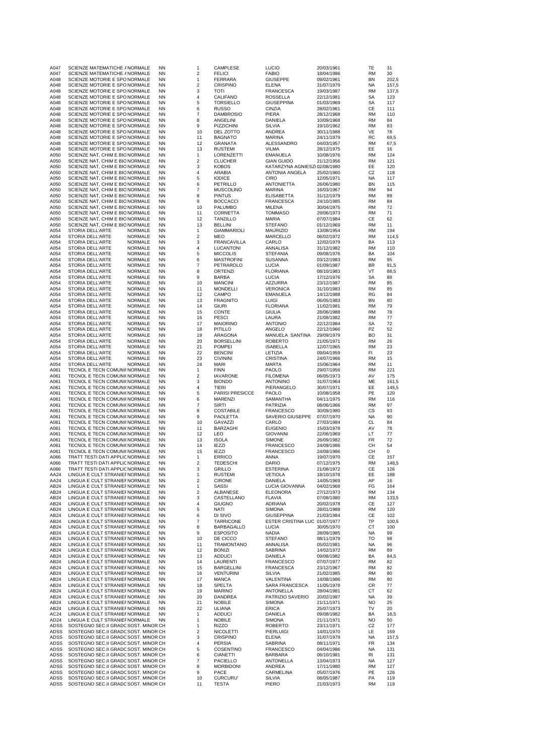| | | | | | | | | | |
|---|---|---|---|---|---|---|---|---|---|
| A047 | SCIENZE MATEMATICHE / NORMALE | NN | 1 | CAMPLESE | LUCIO | 20/03/1961 | TE | 31 |
| A047 | SCIENZE MATEMATICHE / NORMALE | NN | 2 | FELICI | FABIO | 18/04/1986 | RM | 30 |
| A048 | SCIENZE MOTORIE E SPO NORMALE | NN | 1 | FERRARA | GIUSEPPE | 09/02/1961 | BN | 202,5 |
| A048 | SCIENZE MOTORIE E SPO NORMALE | NN | 2 | CRISPINO | ELENA | 31/07/1979 | NA | 157,5 |
| A048 | SCIENZE MOTORIE E SPO NORMALE | NN | 3 | TOTI | FRANCESCA | 19/03/1987 | RM | 137,5 |
| A048 | SCIENZE MOTORIE E SPO NORMALE | NN | 4 | CALIFANO | ROSSELLA | 22/12/1981 | SA | 123 |
| A048 | SCIENZE MOTORIE E SPO NORMALE | NN | 5 | TORSIELLO | GIUSEPPINA | 01/03/1969 | SA | 117 |
| A048 | SCIENZE MOTORIE E SPO NORMALE | NN | 6 | RUSSO | CINZIA | 28/02/1961 | CE | 111 |
| A048 | SCIENZE MOTORIE E SPO NORMALE | NN | 7 | DAMBROSIO | PIERA | 28/12/1968 | RM | 110 |
| A048 | SCIENZE MOTORIE E SPO NORMALE | NN | 8 | ANGELINI | DANIELA | 10/09/1968 | RM | 84 |
| A048 | SCIENZE MOTORIE E SPO NORMALE | NN | 9 | PIZZICHINI | SILVIA | 19/10/1962 | RM | 83 |
| A048 | SCIENZE MOTORIE E SPO NORMALE | NN | 10 | DEL ZOTTO | ANDREA | 30/11/1988 | VE | 78 |
| A048 | SCIENZE MOTORIE E SPO NORMALE | NN | 11 | BAGNATO | MARINA | 24/11/1979 | RC | 69,5 |
| A048 | SCIENZE MOTORIE E SPO NORMALE | NN | 12 | GRANATA | ALESSANDRO | 04/03/1957 | RM | 67,5 |
| A048 | SCIENZE MOTORIE E SPO NORMALE | NN | 13 | RUSTEMI | VILMA | 28/12/1975 | EE | 16 |
| A050 | SCIENZE NAT, CHIM E BIO NORMALE | NN | 1 | LORENZETTI | EMANUELA | 10/08/1976 | RM | 124 |
| A050 | SCIENZE NAT, CHIM E BIO NORMALE | NN | 2 | CLUCHER | GIAN GUIDO | 21/12/1956 | RM | 121 |
| A050 | SCIENZE NAT, CHIM E BIO NORMALE | NN | 3 | KOBOS | KATARZYNA AGNIESZI | 02/08/1980 | EE | 120 |
| A050 | SCIENZE NAT, CHIM E BIO NORMALE | NN | 4 | ARABIA | ANTONIA ANGELA | 25/02/1960 | CZ | 118 |
| A050 | SCIENZE NAT, CHIM E BIO NORMALE | NN | 5 | IODICE | CIRO | 12/05/1971 | NA | 117 |
| A050 | SCIENZE NAT, CHIM E BIO NORMALE | NN | 6 | PETRILLO | ANTONIETTA | 26/06/1980 | BN | 115 |
| A050 | SCIENZE NAT, CHIM E BIO NORMALE | NN | 7 | MUSCOLINO | MARINA | 16/03/1967 | RM | 94 |
| A050 | SCIENZE NAT, CHIM E BIO NORMALE | NN | 8 | PINTUS | ELISABETTA | 31/12/1979 | RM | 89 |
| A050 | SCIENZE NAT, CHIM E BIO NORMALE | NN | 9 | BOCCACCI | FRANCESCA | 24/10/1985 | RM | 84 |
| A050 | SCIENZE NAT, CHIM E BIO NORMALE | NN | 10 | PALUMBO | MILENA | 30/04/1975 | RM | 72 |
| A050 | SCIENZE NAT, CHIM E BIO NORMALE | NN | 11 | CORNETTA | TOMMASO | 29/06/1973 | RM | 71 |
| A050 | SCIENZE NAT, CHIM E BIO NORMALE | NN | 12 | TANZILLO | MARIA | 07/07/1984 | CE | 62 |
| A050 | SCIENZE NAT, CHIM E BIO NORMALE | NN | 13 | BELLINI | STEFANO | 01/12/1969 | RM | 11 |
| A054 | STORIA DELL'ARTE NORMALE | NN | 1 | GIAMMARIOLI | MAURIZIO | 13/08/1954 | RM | 194 |
| A054 | STORIA DELL'ARTE NORMALE | NN | 2 | MEO | MARCELLO | 06/02/1972 | RM | 114,5 |
| A054 | STORIA DELL'ARTE NORMALE | NN | 3 | FRANCAVILLA | CARLO | 12/02/1979 | BA | 113 |
| A054 | STORIA DELL'ARTE NORMALE | NN | 4 | LUCANTONI | ANNALISA | 31/12/1982 | RM | 110 |
| A054 | STORIA DELL'ARTE NORMALE | NN | 5 | MICCOLIS | STEFANIA | 09/08/1976 | BA | 104 |
| A054 | STORIA DELL'ARTE NORMALE | NN | 6 | MASTROFINI | SUSANNA | 03/12/1983 | RM | 95 |
| A054 | STORIA DELL'ARTE NORMALE | NN | 7 | PETRAROLO | LUCIA | 01/09/1987 | BR | 91,5 |
| A054 | STORIA DELL'ARTE NORMALE | NN | 8 | ORTENZI | FLORIANA | 08/10/1983 | VT | 88,5 |
| A054 | STORIA DELL'ARTE NORMALE | NN | 9 | BARBA | LUCIA | 17/12/1976 | SA | 88 |
| A054 | STORIA DELL'ARTE NORMALE | NN | 10 | MANCINI | AZZURRA | 23/12/1987 | RM | 85 |
| A054 | STORIA DELL'ARTE NORMALE | NN | 11 | MONDELLI | VERONICA | 31/10/1983 | RM | 85 |
| A054 | STORIA DELL'ARTE NORMALE | NN | 12 | CAMPO | EMANUELA | 14/12/1988 | RG | 84 |
| A054 | STORIA DELL'ARTE NORMALE | NN | 13 | FRAGNITO | LUIGI | 06/05/1983 | BN | 80 |
| A054 | STORIA DELL'ARTE NORMALE | NN | 14 | GIURI | FLORIANA | 11/02/1981 | RM | 79 |
| A054 | STORIA DELL'ARTE NORMALE | NN | 15 | CONTE | GIULIA | 28/06/1988 | RM | 78 |
| A054 | STORIA DELL'ARTE NORMALE | NN | 16 | PESCI | LAURA | 21/08/1982 | RM | 77 |
| A054 | STORIA DELL'ARTE NORMALE | NN | 17 | MAIORINO | ANTONIO | 22/12/1984 | SA | 72 |
| A054 | STORIA DELL'ARTE NORMALE | NN | 18 | PITILLO | ANGELO | 22/12/1966 | PZ | 52 |
| A054 | STORIA DELL'ARTE NORMALE | NN | 19 | ARAGONA | MANUELA SANTINA | 29/09/1979 | BO | 31 |
| A054 | STORIA DELL'ARTE NORMALE | NN | 20 | BORSELLINI | ROBERTO | 21/05/1971 | RM | 26 |
| A054 | STORIA DELL'ARTE NORMALE | NN | 21 | POMPEI | ISABELLA | 12/07/1965 | RM | 23 |
| A054 | STORIA DELL'ARTE NORMALE | NN | 22 | BENCINI | LETIZIA | 09/04/1959 | FI | 23 |
| A054 | STORIA DELL'ARTE NORMALE | NN | 23 | CIVININI | CRISTINA | 24/07/1966 | RM | 15 |
| A054 | STORIA DELL'ARTE NORMALE | NN | 24 | MARI | MARTA | 15/06/1964 | RM | 11 |
| A061 | TECNOL E TECN COMUNI( NORMALE | NN | 1 | FINN | PAOLO | 29/07/1956 | RM | 221 |
| A061 | TECNOL E TECN COMUNI( NORMALE | NN | 2 | IAVARONE | FILOMENA | 06/05/1973 | AV | 175 |
| A061 | TECNOL E TECN COMUNI( NORMALE | NN | 3 | BIONDO | ANTONINO | 31/07/1964 | ME | 161,5 |
| A061 | TECNOL E TECN COMUNI( NORMALE | NN | 4 | TIERI | PIERANGELO | 30/07/1971 | EE | 145,5 |
| A061 | TECNOL E TECN COMUNI( NORMALE | NN | 5 | PARISI PRESICCE | PAOLO | 10/08/1958 | PE | 120 |
| A061 | TECNOL E TECN COMUNI( NORMALE | NN | 6 | MARENZI | SAMANTHA | 04/11/1975 | RM | 116 |
| A061 | TECNOL E TECN COMUNI( NORMALE | NN | 7 | SIRTI | PATRIZIA | 08/06/1966 | RM | 97 |
| A061 | TECNOL E TECN COMUNI( NORMALE | NN | 8 | COSTABILE | FRANCESCO | 30/09/1980 | CS | 93 |
| A061 | TECNOL E TECN COMUNI( NORMALE | NN | 9 | PAOLETTA | SAVERIO GIUSEPPE | 07/07/1970 | NA | 90 |
| A061 | TECNOL E TECN COMUNI( NORMALE | NN | 10 | GAVAZZI | CARLO | 27/03/1984 | CL | 84 |
| A061 | TECNOL E TECN COMUNI( NORMALE | NN | 11 | BARZAGHI | EUGENIO | 15/03/1978 | AV | 78 |
| A061 | TECNOL E TECN COMUNI( NORMALE | NN | 12 | LEO | GIOVANNI | 22/06/1969 | LT | 77 |
| A061 | TECNOL E TECN COMUNI( NORMALE | NN | 13 | ISOLA | SIMONE | 26/09/1982 | FR | 72 |
| A061 | TECNOL E TECN COMUNI( NORMALE | NN | 14 | IEZZI | FRANCESCO | 24/09/1986 | CH | 54 |
| A061 | TECNOL E TECN COMUNI( NORMALE | NN | 15 | IEZZI | FRANCESCO | 24/09/1986 | CH | 0 |
| A066 | TRATT TESTI DATI APPLIC NORMALE | NN | 1 | ERRICO | ANNA | 19/07/1970 | CE | 157 |
| A066 | TRATT TESTI DATI APPLIC NORMALE | NN | 2 | TEDESCHI | DARIO | 07/12/1975 | RM | 148,5 |
| A066 | TRATT TESTI DATI APPLIC NORMALE | NN | 3 | GRILLO | ESTERINA | 21/08/1972 | CE | 126 |
| AA24 | LINGUA E CULT STRANIEI NORMALE | NN | 1 | RUSTEMI | VETIOLA | 18/10/1978 | EE | 188 |
| AA24 | LINGUA E CULT STRANIEI NORMALE | NN | 2 | CIRONE | DANIELA | 14/05/1969 | AP | 16 |
| AB24 | LINGUA E CULT STRANIEI NORMALE | NN | 1 | SASSI | LUCIA GIOVANNA | 04/02/1968 | FG | 164 |
| AB24 | LINGUA E CULT STRANIEI NORMALE | NN | 2 | ALBANESE | ELEONORA | 27/12/1973 | RM | 134 |
| AB24 | LINGUA E CULT STRANIEI NORMALE | NN | 3 | CASTELLANO | FLAVIA | 07/08/1980 | RM | 133,5 |
| AB24 | LINGUA E CULT STRANIEI NORMALE | NN | 4 | GIUGNO | ADRIANA | 20/02/1978 | CE | 127 |
| AB24 | LINGUA E CULT STRANIEI NORMALE | NN | 5 | NATI | SIMONA | 28/01/1988 | RM | 120 |
| AB24 | LINGUA E CULT STRANIEI NORMALE | NN | 6 | DI SIVO | GIUSEPPINA | 21/03/1984 | CE | 102 |
| AB24 | LINGUA E CULT STRANIEI NORMALE | NN | 7 | TARRICONE | ESTER CRISTINA LUC | 01/07/1977 | TP | 100,5 |
| AB24 | LINGUA E CULT STRANIEI NORMALE | NN | 8 | BARBAGALLO | LUCIA | 30/05/1970 | CT | 100 |
| AB24 | LINGUA E CULT STRANIEI NORMALE | NN | 9 | ESPOSITO | NADIA | 28/09/1985 | NA | 99 |
| AB24 | LINGUA E CULT STRANIEI NORMALE | NN | 10 | DE CICCO | STEFANO | 08/11/1979 | TO | 98 |
| AB24 | LINGUA E CULT STRANIEI NORMALE | NN | 11 | TRAMONTANO | ANNALISA | 05/02/1981 | NA | 96 |
| AB24 | LINGUA E CULT STRANIEI NORMALE | NN | 12 | BONIZI | SABRINA | 14/02/1972 | RM | 89 |
| AB24 | LINGUA E CULT STRANIEI NORMALE | NN | 13 | ADDUCI | DANIELA | 09/08/1982 | BA | 84,5 |
| AB24 | LINGUA E CULT STRANIEI NORMALE | NN | 14 | LAURENTI | FRANCESCO | 07/07/1977 | RM | 82 |
| AB24 | LINGUA E CULT STRANIEI NORMALE | NN | 15 | BARGELLINI | FRANCESCA | 23/12/1967 | RM | 82 |
| AB24 | LINGUA E CULT STRANIEI NORMALE | NN | 16 | VENTURINI | SILVIA | 21/02/1985 | RM | 80 |
| AB24 | LINGUA E CULT STRANIEI NORMALE | NN | 17 | MANCA | VALENTINA | 14/08/1986 | RM | 80 |
| AB24 | LINGUA E CULT STRANIEI NORMALE | NN | 18 | SPELTA | SARA FRANCESCA | 11/05/1978 | CR | 77 |
| AB24 | LINGUA E CULT STRANIEI NORMALE | NN | 19 | MARINO | ANTONELLA | 28/04/1981 | CT | 62 |
| AB24 | LINGUA E CULT STRANIEI NORMALE | NN | 20 | DANDREA | PATRIZIO SAVERIO | 20/02/1987 | NA | 39 |
| AB24 | LINGUA E CULT STRANIEI NORMALE | NN | 21 | NOBILE | SIMONA | 21/11/1971 | NO | 25 |
| AB24 | LINGUA E CULT STRANIEI NORMALE | NN | 22 | ULIANA | ERICA | 25/07/1973 | TV | 20 |
| AC24 | LINGUA E CULT STRANIEI NORMALE | NN | 1 | ADDUCI | DANIELA | 09/08/1982 | BA | 18,5 |
| AD24 | LINGUA E CULT STRANIEI NORMALE | NN | 1 | NOBILE | SIMONA | 21/11/1971 | NO | 50 |
| ADSS | SOSTEGNO SEC.II GRADC SOST. MINOR | CH | 1 | RIZZO | ROBERTO | 23/11/1971 | CZ | 177 |
| ADSS | SOSTEGNO SEC.II GRADC SOST. MINOR | CH | 2 | NICOLETTI | PIERLUIGI | 14/01/1970 | LE | 169 |
| ADSS | SOSTEGNO SEC.II GRADC SOST. MINOR | CH | 3 | CRISPINO | ELENA | 31/07/1979 | NA | 157,5 |
| ADSS | SOSTEGNO SEC.II GRADC SOST. MINOR | CH | 4 | PERSIA | SABRINA | 08/11/1971 | FR | 134 |
| ADSS | SOSTEGNO SEC.II GRADC SOST. MINOR | CH | 5 | COSENTINO | FRANCESCO | 04/04/1986 | NA | 131 |
| ADSS | SOSTEGNO SEC.II GRADC SOST. MINOR | CH | 6 | CIANETTI | BARBARA | 06/10/1981 | RI | 131 |
| ADSS | SOSTEGNO SEC.II GRADC SOST. MINOR | CH | 7 | PACIELLO | ANTONELLA | 13/04/1973 | NA | 127 |
| ADSS | SOSTEGNO SEC.II GRADC SOST. MINOR | CH | 8 | MORBIDONI | ANDREA | 17/11/1980 | RM | 127 |
| ADSS | SOSTEGNO SEC.II GRADC SOST. MINOR | CH | 9 | PACE | CARMELINA | 05/07/1976 | PE | 126 |
| ADSS | SOSTEGNO SEC.II GRADC SOST. MINOR | CH | 10 | CURCURU' | SILVIA | 08/05/1987 | PA | 119 |
| ADSS | SOSTEGNO SEC.II GRADC SOST. MINOR | CH | 11 | TESTA | PIERO | 21/03/1973 | RM | 119 |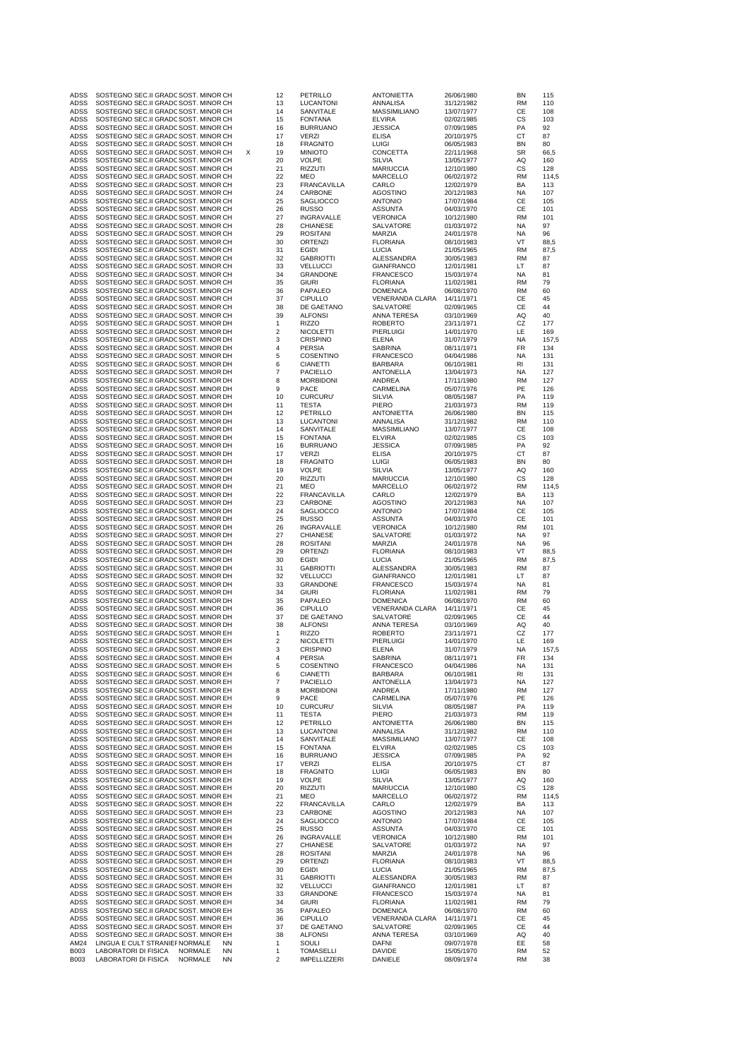| | | | | | | | | | | |
|---|---|---|---|---|---|---|---|---|---|---|
| ADSS | SOSTEGNO SEC.II GRADC SOST. MINOR CH | | | 12 | PETRILLO | ANTONIETTA | 26/06/1980 | BN | 115 |
| ADSS | SOSTEGNO SEC.II GRADC SOST. MINOR CH | | | 13 | LUCANTONI | ANNALISA | 31/12/1982 | RM | 110 |
| ADSS | SOSTEGNO SEC.II GRADC SOST. MINOR CH | | | 14 | SANVITALE | MASSIMILIANO | 13/07/1977 | CE | 108 |
| ADSS | SOSTEGNO SEC.II GRADC SOST. MINOR CH | | | 15 | FONTANA | ELVIRA | 02/02/1985 | CS | 103 |
| ADSS | SOSTEGNO SEC.II GRADC SOST. MINOR CH | | | 16 | BURRUANO | JESSICA | 07/09/1985 | PA | 92 |
| ADSS | SOSTEGNO SEC.II GRADC SOST. MINOR CH | | | 17 | VERZI | ELISA | 20/10/1975 | CT | 87 |
| ADSS | SOSTEGNO SEC.II GRADC SOST. MINOR CH | | | 18 | FRAGNITO | LUIGI | 06/05/1983 | BN | 80 |
| ADSS | SOSTEGNO SEC.II GRADC SOST. MINOR CH | | X | 19 | MINIOTO | CONCETTA | 22/11/1968 | SR | 66,5 |
| ADSS | SOSTEGNO SEC.II GRADC SOST. MINOR CH | | | 20 | VOLPE | SILVIA | 13/05/1977 | AQ | 160 |
| ADSS | SOSTEGNO SEC.II GRADC SOST. MINOR CH | | | 21 | RIZZUTI | MARIUCCIA | 12/10/1980 | CS | 128 |
| ADSS | SOSTEGNO SEC.II GRADC SOST. MINOR CH | | | 22 | MEO | MARCELLO | 06/02/1972 | RM | 114,5 |
| ADSS | SOSTEGNO SEC.II GRADC SOST. MINOR CH | | | 23 | FRANCAVILLA | CARLO | 12/02/1979 | BA | 113 |
| ADSS | SOSTEGNO SEC.II GRADC SOST. MINOR CH | | | 24 | CARBONE | AGOSTINO | 20/12/1983 | NA | 107 |
| ADSS | SOSTEGNO SEC.II GRADC SOST. MINOR CH | | | 25 | SAGLIOCCO | ANTONIO | 17/07/1984 | CE | 105 |
| ADSS | SOSTEGNO SEC.II GRADC SOST. MINOR CH | | | 26 | RUSSO | ASSUNTA | 04/03/1970 | CE | 101 |
| ADSS | SOSTEGNO SEC.II GRADC SOST. MINOR CH | | | 27 | INGRAVALLE | VERONICA | 10/12/1980 | RM | 101 |
| ADSS | SOSTEGNO SEC.II GRADC SOST. MINOR CH | | | 28 | CHIANESE | SALVATORE | 01/03/1972 | NA | 97 |
| ADSS | SOSTEGNO SEC.II GRADC SOST. MINOR CH | | | 29 | ROSITANI | MARZIA | 24/01/1978 | NA | 96 |
| ADSS | SOSTEGNO SEC.II GRADC SOST. MINOR CH | | | 30 | ORTENZI | FLORIANA | 08/10/1983 | VT | 88,5 |
| ADSS | SOSTEGNO SEC.II GRADC SOST. MINOR CH | | | 31 | EGIDI | LUCIA | 21/05/1965 | RM | 87,5 |
| ADSS | SOSTEGNO SEC.II GRADC SOST. MINOR CH | | | 32 | GABRIOTTI | ALESSANDRA | 30/05/1983 | RM | 87 |
| ADSS | SOSTEGNO SEC.II GRADC SOST. MINOR CH | | | 33 | VELLUCCI | GIANFRANCO | 12/01/1981 | LT | 87 |
| ADSS | SOSTEGNO SEC.II GRADC SOST. MINOR CH | | | 34 | GRANDONE | FRANCESCO | 15/03/1974 | NA | 81 |
| ADSS | SOSTEGNO SEC.II GRADC SOST. MINOR CH | | | 35 | GIURI | FLORIANA | 11/02/1981 | RM | 79 |
| ADSS | SOSTEGNO SEC.II GRADC SOST. MINOR CH | | | 36 | PAPALEO | DOMENICA | 06/08/1970 | RM | 60 |
| ADSS | SOSTEGNO SEC.II GRADC SOST. MINOR CH | | | 37 | CIPULLO | VENERANDA CLARA | 14/11/1971 | CE | 45 |
| ADSS | SOSTEGNO SEC.II GRADC SOST. MINOR CH | | | 38 | DE GAETANO | SALVATORE | 02/09/1965 | CE | 44 |
| ADSS | SOSTEGNO SEC.II GRADC SOST. MINOR CH | | | 39 | ALFONSI | ANNA TERESA | 03/10/1969 | AQ | 40 |
| ADSS | SOSTEGNO SEC.II GRADC SOST. MINOR DH | | | 1 | RIZZO | ROBERTO | 23/11/1971 | CZ | 177 |
| ADSS | SOSTEGNO SEC.II GRADC SOST. MINOR DH | | | 2 | NICOLETTI | PIERLUIGI | 14/01/1970 | LE | 169 |
| ADSS | SOSTEGNO SEC.II GRADC SOST. MINOR DH | | | 3 | CRISPINO | ELENA | 31/07/1979 | NA | 157,5 |
| ADSS | SOSTEGNO SEC.II GRADC SOST. MINOR DH | | | 4 | PERSIA | SABRINA | 08/11/1971 | FR | 134 |
| ADSS | SOSTEGNO SEC.II GRADC SOST. MINOR DH | | | 5 | COSENTINO | FRANCESCO | 04/04/1986 | NA | 131 |
| ADSS | SOSTEGNO SEC.II GRADC SOST. MINOR DH | | | 6 | CIANETTI | BARBARA | 06/10/1981 | RI | 131 |
| ADSS | SOSTEGNO SEC.II GRADC SOST. MINOR DH | | | 7 | PACIELLO | ANTONELLA | 13/04/1973 | NA | 127 |
| ADSS | SOSTEGNO SEC.II GRADC SOST. MINOR DH | | | 8 | MORBIDONI | ANDREA | 17/11/1980 | RM | 127 |
| ADSS | SOSTEGNO SEC.II GRADC SOST. MINOR DH | | | 9 | PACE | CARMELINA | 05/07/1976 | PE | 126 |
| ADSS | SOSTEGNO SEC.II GRADC SOST. MINOR DH | | | 10 | CURCURU' | SILVIA | 08/05/1987 | PA | 119 |
| ADSS | SOSTEGNO SEC.II GRADC SOST. MINOR DH | | | 11 | TESTA | PIERO | 21/03/1973 | RM | 119 |
| ADSS | SOSTEGNO SEC.II GRADC SOST. MINOR DH | | | 12 | PETRILLO | ANTONIETTA | 26/06/1980 | BN | 115 |
| ADSS | SOSTEGNO SEC.II GRADC SOST. MINOR DH | | | 13 | LUCANTONI | ANNALISA | 31/12/1982 | RM | 110 |
| ADSS | SOSTEGNO SEC.II GRADC SOST. MINOR DH | | | 14 | SANVITALE | MASSIMILIANO | 13/07/1977 | CE | 108 |
| ADSS | SOSTEGNO SEC.II GRADC SOST. MINOR DH | | | 15 | FONTANA | ELVIRA | 02/02/1985 | CS | 103 |
| ADSS | SOSTEGNO SEC.II GRADC SOST. MINOR DH | | | 16 | BURRUANO | JESSICA | 07/09/1985 | PA | 92 |
| ADSS | SOSTEGNO SEC.II GRADC SOST. MINOR DH | | | 17 | VERZI | ELISA | 20/10/1975 | CT | 87 |
| ADSS | SOSTEGNO SEC.II GRADC SOST. MINOR DH | | | 18 | FRAGNITO | LUIGI | 06/05/1983 | BN | 80 |
| ADSS | SOSTEGNO SEC.II GRADC SOST. MINOR DH | | | 19 | VOLPE | SILVIA | 13/05/1977 | AQ | 160 |
| ADSS | SOSTEGNO SEC.II GRADC SOST. MINOR DH | | | 20 | RIZZUTI | MARIUCCIA | 12/10/1980 | CS | 128 |
| ADSS | SOSTEGNO SEC.II GRADC SOST. MINOR DH | | | 21 | MEO | MARCELLO | 06/02/1972 | RM | 114,5 |
| ADSS | SOSTEGNO SEC.II GRADC SOST. MINOR DH | | | 22 | FRANCAVILLA | CARLO | 12/02/1979 | BA | 113 |
| ADSS | SOSTEGNO SEC.II GRADC SOST. MINOR DH | | | 23 | CARBONE | AGOSTINO | 20/12/1983 | NA | 107 |
| ADSS | SOSTEGNO SEC.II GRADC SOST. MINOR DH | | | 24 | SAGLIOCCO | ANTONIO | 17/07/1984 | CE | 105 |
| ADSS | SOSTEGNO SEC.II GRADC SOST. MINOR DH | | | 25 | RUSSO | ASSUNTA | 04/03/1970 | CE | 101 |
| ADSS | SOSTEGNO SEC.II GRADC SOST. MINOR DH | | | 26 | INGRAVALLE | VERONICA | 10/12/1980 | RM | 101 |
| ADSS | SOSTEGNO SEC.II GRADC SOST. MINOR DH | | | 27 | CHIANESE | SALVATORE | 01/03/1972 | NA | 97 |
| ADSS | SOSTEGNO SEC.II GRADC SOST. MINOR DH | | | 28 | ROSITANI | MARZIA | 24/01/1978 | NA | 96 |
| ADSS | SOSTEGNO SEC.II GRADC SOST. MINOR DH | | | 29 | ORTENZI | FLORIANA | 08/10/1983 | VT | 88,5 |
| ADSS | SOSTEGNO SEC.II GRADC SOST. MINOR DH | | | 30 | EGIDI | LUCIA | 21/05/1965 | RM | 87,5 |
| ADSS | SOSTEGNO SEC.II GRADC SOST. MINOR DH | | | 31 | GABRIOTTI | ALESSANDRA | 30/05/1983 | RM | 87 |
| ADSS | SOSTEGNO SEC.II GRADC SOST. MINOR DH | | | 32 | VELLUCCI | GIANFRANCO | 12/01/1981 | LT | 87 |
| ADSS | SOSTEGNO SEC.II GRADC SOST. MINOR DH | | | 33 | GRANDONE | FRANCESCO | 15/03/1974 | NA | 81 |
| ADSS | SOSTEGNO SEC.II GRADC SOST. MINOR DH | | | 34 | GIURI | FLORIANA | 11/02/1981 | RM | 79 |
| ADSS | SOSTEGNO SEC.II GRADC SOST. MINOR DH | | | 35 | PAPALEO | DOMENICA | 06/08/1970 | RM | 60 |
| ADSS | SOSTEGNO SEC.II GRADC SOST. MINOR DH | | | 36 | CIPULLO | VENERANDA CLARA | 14/11/1971 | CE | 45 |
| ADSS | SOSTEGNO SEC.II GRADC SOST. MINOR DH | | | 37 | DE GAETANO | SALVATORE | 02/09/1965 | CE | 44 |
| ADSS | SOSTEGNO SEC.II GRADC SOST. MINOR DH | | | 38 | ALFONSI | ANNA TERESA | 03/10/1969 | AQ | 40 |
| ADSS | SOSTEGNO SEC.II GRADC SOST. MINOR EH | | | 1 | RIZZO | ROBERTO | 23/11/1971 | CZ | 177 |
| ADSS | SOSTEGNO SEC.II GRADC SOST. MINOR EH | | | 2 | NICOLETTI | PIERLUIGI | 14/01/1970 | LE | 169 |
| ADSS | SOSTEGNO SEC.II GRADC SOST. MINOR EH | | | 3 | CRISPINO | ELENA | 31/07/1979 | NA | 157,5 |
| ADSS | SOSTEGNO SEC.II GRADC SOST. MINOR EH | | | 4 | PERSIA | SABRINA | 08/11/1971 | FR | 134 |
| ADSS | SOSTEGNO SEC.II GRADC SOST. MINOR EH | | | 5 | COSENTINO | FRANCESCO | 04/04/1986 | NA | 131 |
| ADSS | SOSTEGNO SEC.II GRADC SOST. MINOR EH | | | 6 | CIANETTI | BARBARA | 06/10/1981 | RI | 131 |
| ADSS | SOSTEGNO SEC.II GRADC SOST. MINOR EH | | | 7 | PACIELLO | ANTONELLA | 13/04/1973 | NA | 127 |
| ADSS | SOSTEGNO SEC.II GRADC SOST. MINOR EH | | | 8 | MORBIDONI | ANDREA | 17/11/1980 | RM | 127 |
| ADSS | SOSTEGNO SEC.II GRADC SOST. MINOR EH | | | 9 | PACE | CARMELINA | 05/07/1976 | PE | 126 |
| ADSS | SOSTEGNO SEC.II GRADC SOST. MINOR EH | | | 10 | CURCURU' | SILVIA | 08/05/1987 | PA | 119 |
| ADSS | SOSTEGNO SEC.II GRADC SOST. MINOR EH | | | 11 | TESTA | PIERO | 21/03/1973 | RM | 119 |
| ADSS | SOSTEGNO SEC.II GRADC SOST. MINOR EH | | | 12 | PETRILLO | ANTONIETTA | 26/06/1980 | BN | 115 |
| ADSS | SOSTEGNO SEC.II GRADC SOST. MINOR EH | | | 13 | LUCANTONI | ANNALISA | 31/12/1982 | RM | 110 |
| ADSS | SOSTEGNO SEC.II GRADC SOST. MINOR EH | | | 14 | SANVITALE | MASSIMILIANO | 13/07/1977 | CE | 108 |
| ADSS | SOSTEGNO SEC.II GRADC SOST. MINOR EH | | | 15 | FONTANA | ELVIRA | 02/02/1985 | CS | 103 |
| ADSS | SOSTEGNO SEC.II GRADC SOST. MINOR EH | | | 16 | BURRUANO | JESSICA | 07/09/1985 | PA | 92 |
| ADSS | SOSTEGNO SEC.II GRADC SOST. MINOR EH | | | 17 | VERZI | ELISA | 20/10/1975 | CT | 87 |
| ADSS | SOSTEGNO SEC.II GRADC SOST. MINOR EH | | | 18 | FRAGNITO | LUIGI | 06/05/1983 | BN | 80 |
| ADSS | SOSTEGNO SEC.II GRADC SOST. MINOR EH | | | 19 | VOLPE | SILVIA | 13/05/1977 | AQ | 160 |
| ADSS | SOSTEGNO SEC.II GRADC SOST. MINOR EH | | | 20 | RIZZUTI | MARIUCCIA | 12/10/1980 | CS | 128 |
| ADSS | SOSTEGNO SEC.II GRADC SOST. MINOR EH | | | 21 | MEO | MARCELLO | 06/02/1972 | RM | 114,5 |
| ADSS | SOSTEGNO SEC.II GRADC SOST. MINOR EH | | | 22 | FRANCAVILLA | CARLO | 12/02/1979 | BA | 113 |
| ADSS | SOSTEGNO SEC.II GRADC SOST. MINOR EH | | | 23 | CARBONE | AGOSTINO | 20/12/1983 | NA | 107 |
| ADSS | SOSTEGNO SEC.II GRADC SOST. MINOR EH | | | 24 | SAGLIOCCO | ANTONIO | 17/07/1984 | CE | 105 |
| ADSS | SOSTEGNO SEC.II GRADC SOST. MINOR EH | | | 25 | RUSSO | ASSUNTA | 04/03/1970 | CE | 101 |
| ADSS | SOSTEGNO SEC.II GRADC SOST. MINOR EH | | | 26 | INGRAVALLE | VERONICA | 10/12/1980 | RM | 101 |
| ADSS | SOSTEGNO SEC.II GRADC SOST. MINOR EH | | | 27 | CHIANESE | SALVATORE | 01/03/1972 | NA | 97 |
| ADSS | SOSTEGNO SEC.II GRADC SOST. MINOR EH | | | 28 | ROSITANI | MARZIA | 24/01/1978 | NA | 96 |
| ADSS | SOSTEGNO SEC.II GRADC SOST. MINOR EH | | | 29 | ORTENZI | FLORIANA | 08/10/1983 | VT | 88,5 |
| ADSS | SOSTEGNO SEC.II GRADC SOST. MINOR EH | | | 30 | EGIDI | LUCIA | 21/05/1965 | RM | 87,5 |
| ADSS | SOSTEGNO SEC.II GRADC SOST. MINOR EH | | | 31 | GABRIOTTI | ALESSANDRA | 30/05/1983 | RM | 87 |
| ADSS | SOSTEGNO SEC.II GRADC SOST. MINOR EH | | | 32 | VELLUCCI | GIANFRANCO | 12/01/1981 | LT | 87 |
| ADSS | SOSTEGNO SEC.II GRADC SOST. MINOR EH | | | 33 | GRANDONE | FRANCESCO | 15/03/1974 | NA | 81 |
| ADSS | SOSTEGNO SEC.II GRADC SOST. MINOR EH | | | 34 | GIURI | FLORIANA | 11/02/1981 | RM | 79 |
| ADSS | SOSTEGNO SEC.II GRADC SOST. MINOR EH | | | 35 | PAPALEO | DOMENICA | 06/08/1970 | RM | 60 |
| ADSS | SOSTEGNO SEC.II GRADC SOST. MINOR EH | | | 36 | CIPULLO | VENERANDA CLARA | 14/11/1971 | CE | 45 |
| ADSS | SOSTEGNO SEC.II GRADC SOST. MINOR EH | | | 37 | DE GAETANO | SALVATORE | 02/09/1965 | CE | 44 |
| ADSS | SOSTEGNO SEC.II GRADC SOST. MINOR EH | | | 38 | ALFONSI | ANNA TERESA | 03/10/1969 | AQ | 40 |
| AM24 | LINGUA E CULT STRANIEF NORMALE | NN | | 1 | SOULI | DAFNI | 09/07/1978 | EE | 58 |
| B003 | LABORATORI DI FISICA NORMALE | NN | | 1 | TOMASELLI | DAVIDE | 15/05/1970 | RM | 52 |
| B003 | LABORATORI DI FISICA NORMALE | NN | | 2 | IMPELLIZZERI | DANIELE | 08/09/1974 | RM | 38 |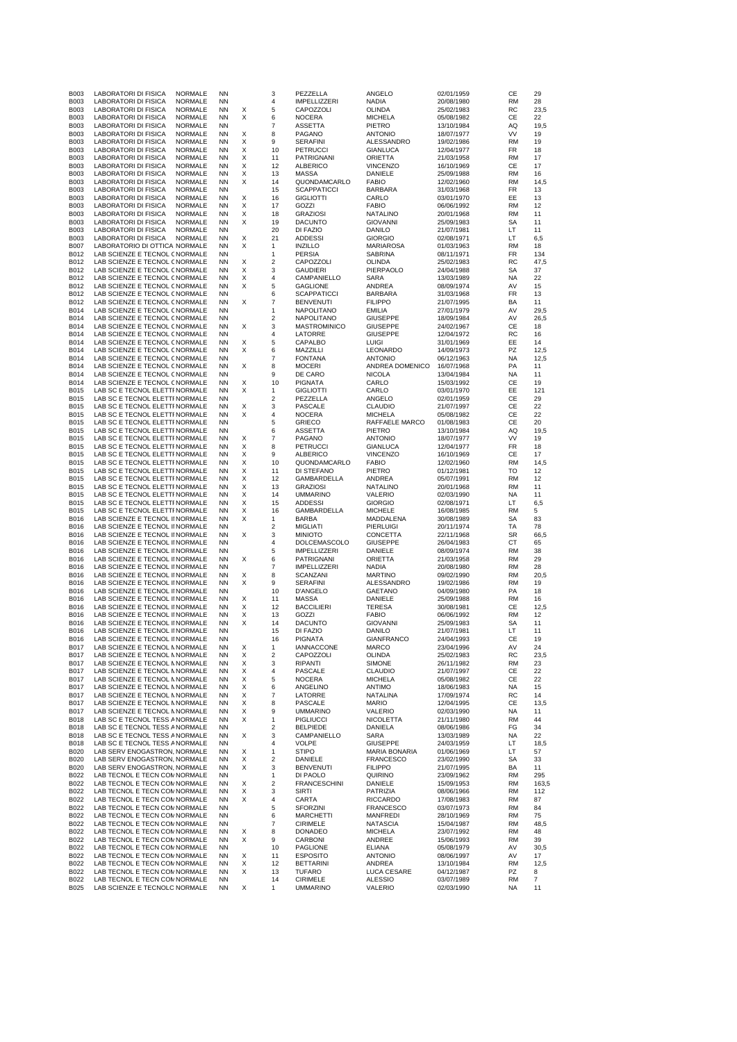| | | | | | | | | | | |
|---|---|---|---|---|---|---|---|---|---|---|
| B003 | LABORATORI DI FISICA | NORMALE | NN | | 3 | PEZZELLA | ANGELO | 02/01/1959 | CE | 29 |
| B003 | LABORATORI DI FISICA | NORMALE | NN | | 4 | IMPELLIZZERI | NADIA | 20/08/1980 | RM | 28 |
| B003 | LABORATORI DI FISICA | NORMALE | NN | X | 5 | CAPOZZOLI | OLINDA | 25/02/1983 | RC | 23,5 |
| B003 | LABORATORI DI FISICA | NORMALE | NN | X | 6 | NOCERA | MICHELA | 05/08/1982 | CE | 22 |
| B003 | LABORATORI DI FISICA | NORMALE | NN | | 7 | ASSETTA | PIETRO | 13/10/1984 | AQ | 19,5 |
| B003 | LABORATORI DI FISICA | NORMALE | NN | X | 8 | PAGANO | ANTONIO | 18/07/1977 | VV | 19 |
| B003 | LABORATORI DI FISICA | NORMALE | NN | X | 9 | SERAFINI | ALESSANDRO | 19/02/1986 | RM | 19 |
| B003 | LABORATORI DI FISICA | NORMALE | NN | X | 10 | PETRUCCI | GIANLUCA | 12/04/1977 | FR | 18 |
| B003 | LABORATORI DI FISICA | NORMALE | NN | X | 11 | PATRIGNANI | ORIETTA | 21/03/1958 | RM | 17 |
| B003 | LABORATORI DI FISICA | NORMALE | NN | X | 12 | ALBERICO | VINCENZO | 16/10/1969 | CE | 17 |
| B003 | LABORATORI DI FISICA | NORMALE | NN | X | 13 | MASSA | DANIELE | 25/09/1988 | RM | 16 |
| B003 | LABORATORI DI FISICA | NORMALE | NN | X | 14 | QUONDAMCARLO | FABIO | 12/02/1960 | RM | 14,5 |
| B003 | LABORATORI DI FISICA | NORMALE | NN | | 15 | SCAPPATICCI | BARBARA | 31/03/1968 | FR | 13 |
| B003 | LABORATORI DI FISICA | NORMALE | NN | X | 16 | GIGLIOTTI | CARLO | 03/01/1970 | EE | 13 |
| B003 | LABORATORI DI FISICA | NORMALE | NN | X | 17 | GOZZI | FABIO | 06/06/1992 | RM | 12 |
| B003 | LABORATORI DI FISICA | NORMALE | NN | X | 18 | GRAZIOSI | NATALINO | 20/01/1968 | RM | 11 |
| B003 | LABORATORI DI FISICA | NORMALE | NN | X | 19 | DACUNTO | GIOVANNI | 25/09/1983 | SA | 11 |
| B003 | LABORATORI DI FISICA | NORMALE | NN | | 20 | DI FAZIO | DANILO | 21/07/1981 | LT | 11 |
| B003 | LABORATORI DI FISICA | NORMALE | NN | X | 21 | ADDESSI | GIORGIO | 02/08/1971 | LT | 6,5 |
| B007 | LABORATORIO DI OTTICA | NORMALE | NN | X | 1 | INZILLO | MARIAROSA | 01/03/1963 | RM | 18 |
| B012 | LAB SCIENZE E TECNOL C | NORMALE | NN | | 1 | PERSIA | SABRINA | 08/11/1971 | FR | 134 |
| B012 | LAB SCIENZE E TECNOL C | NORMALE | NN | X | 2 | CAPOZZOLI | OLINDA | 25/02/1983 | RC | 47,5 |
| B012 | LAB SCIENZE E TECNOL C | NORMALE | NN | X | 3 | GAUDIERI | PIERPAOLO | 24/04/1988 | SA | 37 |
| B012 | LAB SCIENZE E TECNOL C | NORMALE | NN | X | 4 | CAMPANIELLO | SARA | 13/03/1989 | NA | 22 |
| B012 | LAB SCIENZE E TECNOL C | NORMALE | NN | X | 5 | GAGLIONE | ANDREA | 08/09/1974 | AV | 15 |
| B012 | LAB SCIENZE E TECNOL C | NORMALE | NN | | 6 | SCAPPATICCI | BARBARA | 31/03/1968 | FR | 13 |
| B012 | LAB SCIENZE E TECNOL C | NORMALE | NN | X | 7 | BENVENUTI | FILIPPO | 21/07/1995 | BA | 11 |
| B014 | LAB SCIENZE E TECNOL C | NORMALE | NN | | 1 | NAPOLITANO | EMILIA | 27/01/1979 | AV | 29,5 |
| B014 | LAB SCIENZE E TECNOL C | NORMALE | NN | | 2 | NAPOLITANO | GIUSEPPE | 18/09/1984 | AV | 26,5 |
| B014 | LAB SCIENZE E TECNOL C | NORMALE | NN | X | 3 | MASTROMINICO | GIUSEPPE | 24/02/1967 | CE | 18 |
| B014 | LAB SCIENZE E TECNOL C | NORMALE | NN | | 4 | LATORRE | GIUSEPPE | 12/04/1972 | RC | 16 |
| B014 | LAB SCIENZE E TECNOL C | NORMALE | NN | X | 5 | CAPALBO | LUIGI | 31/01/1969 | EE | 14 |
| B014 | LAB SCIENZE E TECNOL C | NORMALE | NN | X | 6 | MAZZILLI | LEONARDO | 14/09/1973 | PZ | 12,5 |
| B014 | LAB SCIENZE E TECNOL C | NORMALE | NN | | 7 | FONTANA | ANTONIO | 06/12/1963 | NA | 12,5 |
| B014 | LAB SCIENZE E TECNOL C | NORMALE | NN | X | 8 | MOCERI | ANDREA DOMENICO | 16/07/1968 | PA | 11 |
| B014 | LAB SCIENZE E TECNOL C | NORMALE | NN | | 9 | DE CARO | NICOLA | 13/04/1984 | NA | 11 |
| B014 | LAB SCIENZE E TECNOL C | NORMALE | NN | X | 10 | PIGNATA | CARLO | 15/03/1992 | CE | 19 |
| B015 | LAB SC E TECNOL ELETTI | NORMALE | NN | X | 1 | GIGLIOTTI | CARLO | 03/01/1970 | EE | 121 |
| B015 | LAB SC E TECNOL ELETTI | NORMALE | NN | | 2 | PEZZELLA | ANGELO | 02/01/1959 | CE | 29 |
| B015 | LAB SC E TECNOL ELETTI | NORMALE | NN | X | 3 | PASCALE | CLAUDIO | 21/07/1997 | CE | 22 |
| B015 | LAB SC E TECNOL ELETTI | NORMALE | NN | X | 4 | NOCERA | MICHELA | 05/08/1982 | CE | 22 |
| B015 | LAB SC E TECNOL ELETTI | NORMALE | NN | | 5 | GRIECO | RAFFAELE MARCO | 01/08/1983 | CE | 20 |
| B015 | LAB SC E TECNOL ELETTI | NORMALE | NN | | 6 | ASSETTA | PIETRO | 13/10/1984 | AQ | 19,5 |
| B015 | LAB SC E TECNOL ELETTI | NORMALE | NN | X | 7 | PAGANO | ANTONIO | 18/07/1977 | VV | 19 |
| B015 | LAB SC E TECNOL ELETTI | NORMALE | NN | X | 8 | PETRUCCI | GIANLUCA | 12/04/1977 | FR | 18 |
| B015 | LAB SC E TECNOL ELETTI | NORMALE | NN | X | 9 | ALBERICO | VINCENZO | 16/10/1969 | CE | 17 |
| B015 | LAB SC E TECNOL ELETTI | NORMALE | NN | X | 10 | QUONDAMCARLO | FABIO | 12/02/1960 | RM | 14,5 |
| B015 | LAB SC E TECNOL ELETTI | NORMALE | NN | X | 11 | DI STEFANO | PIETRO | 01/12/1981 | TO | 12 |
| B015 | LAB SC E TECNOL ELETTI | NORMALE | NN | X | 12 | GAMBARDELLA | ANDREA | 05/07/1991 | RM | 12 |
| B015 | LAB SC E TECNOL ELETTI | NORMALE | NN | X | 13 | GRAZIOSI | NATALINO | 20/01/1968 | RM | 11 |
| B015 | LAB SC E TECNOL ELETTI | NORMALE | NN | X | 14 | UMMARINO | VALERIO | 02/03/1990 | NA | 11 |
| B015 | LAB SC E TECNOL ELETTI | NORMALE | NN | X | 15 | ADDESSI | GIORGIO | 02/08/1971 | LT | 6,5 |
| B015 | LAB SC E TECNOL ELETTI | NORMALE | NN | X | 16 | GAMBARDELLA | MICHELE | 16/08/1985 | RM | 5 |
| B016 | LAB SCIENZE E TECNOL I | NORMALE | NN | X | 1 | BARBA | MADDALENA | 30/08/1989 | SA | 83 |
| B016 | LAB SCIENZE E TECNOL I | NORMALE | NN | | 2 | MIGLIATI | PIERLUIGI | 20/11/1974 | TA | 78 |
| B016 | LAB SCIENZE E TECNOL I | NORMALE | NN | X | 3 | MINIOTO | CONCETTA | 22/11/1968 | SR | 66,5 |
| B016 | LAB SCIENZE E TECNOL I | NORMALE | NN | | 4 | DOLCEMASCOLO | GIUSEPPE | 26/04/1983 | CT | 65 |
| B016 | LAB SCIENZE E TECNOL I | NORMALE | NN | | 5 | IMPELLIZZERI | DANIELE | 08/09/1974 | RM | 38 |
| B016 | LAB SCIENZE E TECNOL I | NORMALE | NN | X | 6 | PATRIGNANI | ORIETTA | 21/03/1958 | RM | 29 |
| B016 | LAB SCIENZE E TECNOL I | NORMALE | NN | | 7 | IMPELLIZZERI | NADIA | 20/08/1980 | RM | 28 |
| B016 | LAB SCIENZE E TECNOL I | NORMALE | NN | X | 8 | SCANZANI | MARTINO | 09/02/1990 | RM | 20,5 |
| B016 | LAB SCIENZE E TECNOL I | NORMALE | NN | X | 9 | SERAFINI | ALESSANDRO | 19/02/1986 | RM | 19 |
| B016 | LAB SCIENZE E TECNOL I | NORMALE | NN | | 10 | D'ANGELO | GAETANO | 04/09/1980 | PA | 18 |
| B016 | LAB SCIENZE E TECNOL I | NORMALE | NN | X | 11 | MASSA | DANIELE | 25/09/1988 | RM | 16 |
| B016 | LAB SCIENZE E TECNOL I | NORMALE | NN | X | 12 | BACCILIERI | TERESA | 30/08/1981 | CE | 12,5 |
| B016 | LAB SCIENZE E TECNOL I | NORMALE | NN | X | 13 | GOZZI | FABIO | 06/06/1992 | RM | 12 |
| B016 | LAB SCIENZE E TECNOL I | NORMALE | NN | X | 14 | DACUNTO | GIOVANNI | 25/09/1983 | SA | 11 |
| B016 | LAB SCIENZE E TECNOL I | NORMALE | NN | | 15 | DI FAZIO | DANILO | 21/07/1981 | LT | 11 |
| B016 | LAB SCIENZE E TECNOL I | NORMALE | NN | | 16 | PIGNATA | GIANFRANCO | 24/04/1993 | CE | 19 |
| B017 | LAB SCIENZE E TECNOL I | NORMALE | NN | X | 1 | IANNACCONE | MARCO | 23/04/1996 | AV | 24 |
| B017 | LAB SCIENZE E TECNOL I | NORMALE | NN | X | 2 | CAPOZZOLI | OLINDA | 25/02/1983 | RC | 23,5 |
| B017 | LAB SCIENZE E TECNOL I | NORMALE | NN | X | 3 | RIPANTI | SIMONE | 26/11/1982 | RM | 23 |
| B017 | LAB SCIENZE E TECNOL I | NORMALE | NN | X | 4 | PASCALE | CLAUDIO | 21/07/1997 | CE | 22 |
| B017 | LAB SCIENZE E TECNOL I | NORMALE | NN | X | 5 | NOCERA | MICHELA | 05/08/1982 | CE | 22 |
| B017 | LAB SCIENZE E TECNOL I | NORMALE | NN | X | 6 | ANGELINO | ANTIMO | 18/06/1983 | NA | 15 |
| B017 | LAB SCIENZE E TECNOL I | NORMALE | NN | X | 7 | LATORRE | NATALINA | 17/09/1974 | RC | 14 |
| B017 | LAB SCIENZE E TECNOL I | NORMALE | NN | X | 8 | PASCALE | MARIO | 12/04/1995 | CE | 13,5 |
| B017 | LAB SCIENZE E TECNOL I | NORMALE | NN | X | 9 | UMMARINO | VALERIO | 02/03/1990 | NA | 11 |
| B018 | LAB SC E TECNOL TESS A | NORMALE | NN | X | 1 | PIGLIUCCI | NICOLETTA | 21/11/1980 | RM | 44 |
| B018 | LAB SC E TECNOL TESS A | NORMALE | NN | | 2 | BELPIEDE | DANIELA | 08/06/1986 | FG | 34 |
| B018 | LAB SC E TECNOL TESS A | NORMALE | NN | X | 3 | CAMPANIELLO | SARA | 13/03/1989 | NA | 22 |
| B018 | LAB SC E TECNOL TESS A | NORMALE | NN | | 4 | VOLPE | GIUSEPPE | 24/03/1959 | LT | 18,5 |
| B020 | LAB SERV ENOGASTRON, | NORMALE | NN | X | 1 | STIPO | MARIA BONARIA | 01/06/1969 | LT | 57 |
| B020 | LAB SERV ENOGASTRON, | NORMALE | NN | X | 2 | DANIELE | FRANCESCO | 23/02/1990 | SA | 33 |
| B020 | LAB SERV ENOGASTRON, | NORMALE | NN | X | 3 | BENVENUTI | FILIPPO | 21/07/1995 | BA | 11 |
| B022 | LAB TECNOL E TECN COM | NORMALE | NN | | 1 | DI PAOLO | QUIRINO | 23/09/1962 | RM | 295 |
| B022 | LAB TECNOL E TECN COM | NORMALE | NN | X | 2 | FRANCESCHINI | DANIELE | 15/09/1953 | RM | 163,5 |
| B022 | LAB TECNOL E TECN COM | NORMALE | NN | X | 3 | SIRTI | PATRIZIA | 08/06/1966 | RM | 112 |
| B022 | LAB TECNOL E TECN COM | NORMALE | NN | X | 4 | CARTA | RICCARDO | 17/08/1983 | RM | 87 |
| B022 | LAB TECNOL E TECN COM | NORMALE | NN | | 5 | SFORZINI | FRANCESCO | 03/07/1973 | RM | 84 |
| B022 | LAB TECNOL E TECN COM | NORMALE | NN | | 6 | MARCHETTI | MANFREDI | 28/10/1969 | RM | 75 |
| B022 | LAB TECNOL E TECN COM | NORMALE | NN | | 7 | CIRIMELE | NATASCIA | 15/04/1987 | RM | 48,5 |
| B022 | LAB TECNOL E TECN COM | NORMALE | NN | X | 8 | DONADEO | MICHELA | 23/07/1992 | RM | 48 |
| B022 | LAB TECNOL E TECN COM | NORMALE | NN | X | 9 | CARBONI | ANDREE | 15/06/1993 | RM | 39 |
| B022 | LAB TECNOL E TECN COM | NORMALE | NN | | 10 | PAGLIONE | ELIANA | 05/08/1979 | AV | 30,5 |
| B022 | LAB TECNOL E TECN COM | NORMALE | NN | X | 11 | ESPOSITO | ANTONIO | 08/06/1997 | AV | 17 |
| B022 | LAB TECNOL E TECN COM | NORMALE | NN | X | 12 | BETTARINI | ANDREA | 13/10/1984 | RM | 12,5 |
| B022 | LAB TECNOL E TECN COM | NORMALE | NN | X | 13 | TUFARO | LUCA CESARE | 04/12/1987 | PZ | 8 |
| B022 | LAB TECNOL E TECN COM | NORMALE | NN | | 14 | CIRIMELE | ALESSIO | 03/07/1989 | RM | 7 |
| B025 | LAB SCIENZE E TECNOLC | NORMALE | NN | X | 1 | UMMARINO | VALERIO | 02/03/1990 | NA | 11 |